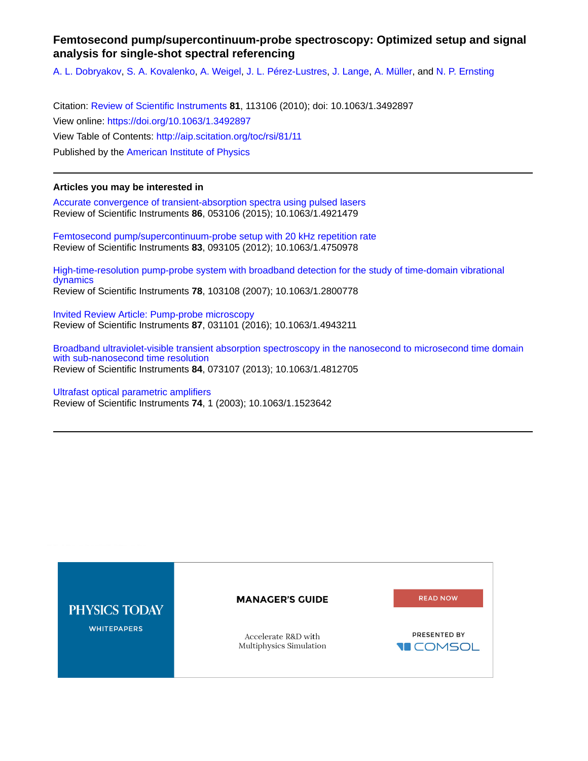# Femtosecond pump/supercontinuum-probe spectroscopy: Optimized setup and signal analysis for single-shot spectral referencing

A. L. Dobryakov, S. A. Kovalenko, A. Weigel, J. L. Pérez-Lustres, J. Lange, A. Müller, and N. P. Ernsting

Citation: Review of Scientific Instruments **81**, 113106 (2010); doi: 10.1063/1.3492897
View online: https://doi.org/10.1063/1.3492897
View Table of Contents: http://aip.scitation.org/toc/rsi/81/11
Published by the American Institute of Physics

---

## Articles you may be interested in

Accurate convergence of transient-absorption spectra using pulsed lasers
Review of Scientific Instruments **86**, 053106 (2015); 10.1063/1.4921479

Femtosecond pump/supercontinuum-probe setup with 20 kHz repetition rate
Review of Scientific Instruments **83**, 093105 (2012); 10.1063/1.4750978

High-time-resolution pump-probe system with broadband detection for the study of time-domain vibrational dynamics
Review of Scientific Instruments **78**, 103108 (2007); 10.1063/1.2800778

Invited Review Article: Pump-probe microscopy
Review of Scientific Instruments **87**, 031101 (2016); 10.1063/1.4943211

Broadband ultraviolet-visible transient absorption spectroscopy in the nanosecond to microsecond time domain with sub-nanosecond time resolution
Review of Scientific Instruments **84**, 073107 (2013); 10.1063/1.4812705

Ultrafast optical parametric amplifiers
Review of Scientific Instruments **74**, 1 (2003); 10.1063/1.1523642

---

PHYSICS TODAY WHITEPAPERS

MANAGER'S GUIDE

Accelerate R&D with Multiphysics Simulation

READ NOW

PRESENTED BY COMSOL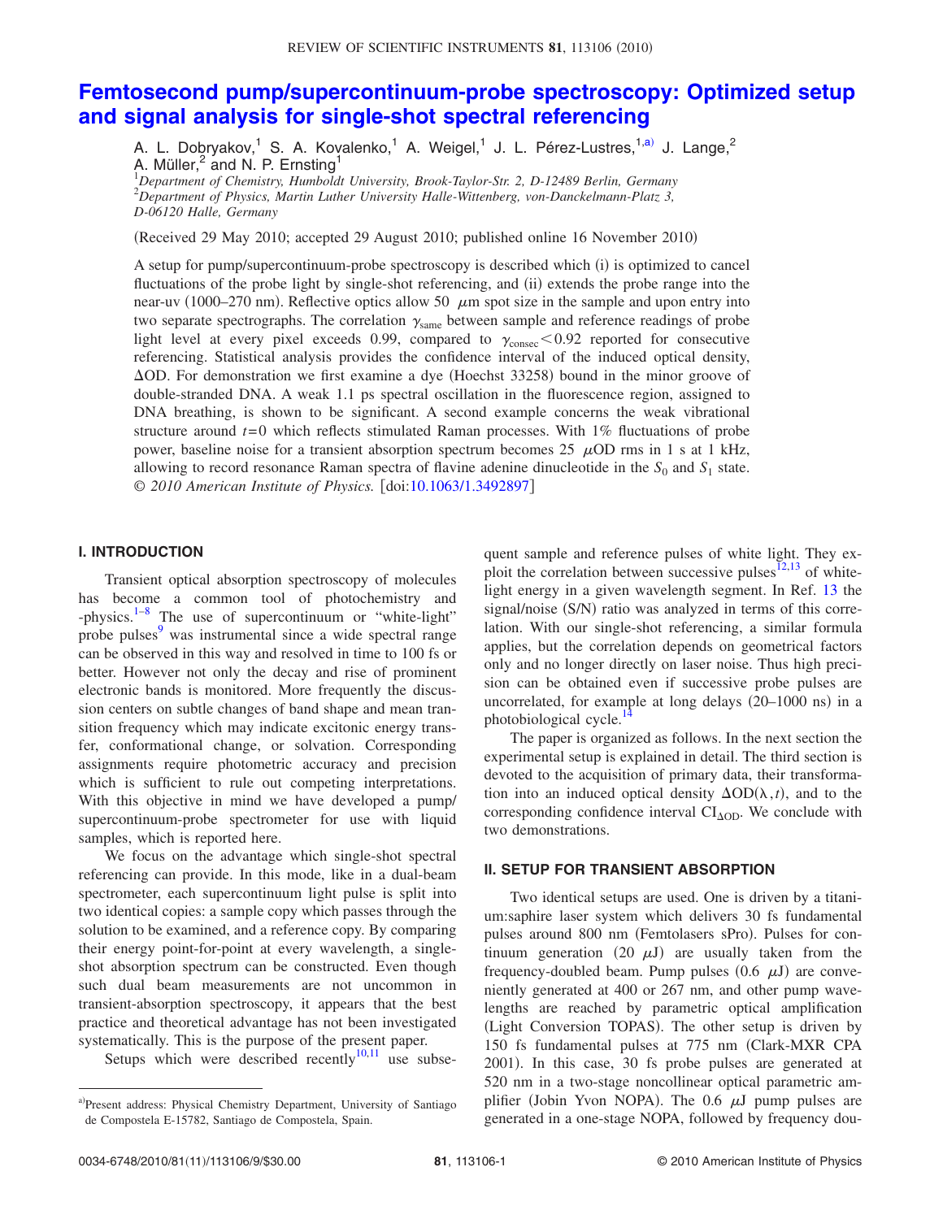# Femtosecond pump/supercontinuum-probe spectroscopy: Optimized setup and signal analysis for single-shot spectral referencing

A. L. Dobryakov,[1] S. A. Kovalenko,[1] A. Weigel,[1] J. L. Pérez-Lustres,[1,a)] J. Lange,[2] A. Müller,[2] and N. P. Ernsting[1]

[1]*Department of Chemistry, Humboldt University, Brook-Taylor-Str. 2, D-12489 Berlin, Germany*
[2]*Department of Physics, Martin Luther University Halle-Wittenberg, von-Danckelmann-Platz 3, D-06120 Halle, Germany*

(Received 29 May 2010; accepted 29 August 2010; published online 16 November 2010)

A setup for pump/supercontinuum-probe spectroscopy is described which (i) is optimized to cancel fluctuations of the probe light by single-shot referencing, and (ii) extends the probe range into the near-uv (1000–270 nm). Reflective optics allow 50 $\mu$m spot size in the sample and upon entry into two separate spectrographs. The correlation $\gamma_{\text{same}}$ between sample and reference readings of probe light level at every pixel exceeds 0.99, compared to $\gamma_{\text{consec}} < 0.92$ reported for consecutive referencing. Statistical analysis provides the confidence interval of the induced optical density, $\Delta$OD. For demonstration we first examine a dye (Hoechst 33258) bound in the minor groove of double-stranded DNA. A weak 1.1 ps spectral oscillation in the fluorescence region, assigned to DNA breathing, is shown to be significant. A second example concerns the weak vibrational structure around $t=0$ which reflects stimulated Raman processes. With 1% fluctuations of probe power, baseline noise for a transient absorption spectrum becomes 25 $\mu$OD rms in 1 s at 1 kHz, allowing to record resonance Raman spectra of flavine adenine dinucleotide in the $S_0$ and $S_1$ state. *© 2010 American Institute of Physics.* [doi:10.1063/1.3492897]

## I. INTRODUCTION

Transient optical absorption spectroscopy of molecules has become a common tool of photochemistry and -physics.[1–8] The use of supercontinuum or "white-light" probe pulses[9] was instrumental since a wide spectral range can be observed in this way and resolved in time to 100 fs or better. However not only the decay and rise of prominent electronic bands is monitored. More frequently the discussion centers on subtle changes of band shape and mean transition frequency which may indicate excitonic energy transfer, conformational change, or solvation. Corresponding assignments require photometric accuracy and precision which is sufficient to rule out competing interpretations. With this objective in mind we have developed a pump/supercontinuum-probe spectrometer for use with liquid samples, which is reported here.

We focus on the advantage which single-shot spectral referencing can provide. In this mode, like in a dual-beam spectrometer, each supercontinuum light pulse is split into two identical copies: a sample copy which passes through the solution to be examined, and a reference copy. By comparing their energy point-for-point at every wavelength, a single-shot absorption spectrum can be constructed. Even though such dual beam measurements are not uncommon in transient-absorption spectroscopy, it appears that the best practice and theoretical advantage has not been investigated systematically. This is the purpose of the present paper.

Setups which were described recently[10,11] use subsequent sample and reference pulses of white light. They exploit the correlation between successive pulses[12,13] of white-light energy in a given wavelength segment. In Ref. 13 the signal/noise (S/N) ratio was analyzed in terms of this correlation. With our single-shot referencing, a similar formula applies, but the correlation depends on geometrical factors only and no longer directly on laser noise. Thus high precision can be obtained even if successive probe pulses are uncorrelated, for example at long delays (20–1000 ns) in a photobiological cycle.[14]

The paper is organized as follows. In the next section the experimental setup is explained in detail. The third section is devoted to the acquisition of primary data, their transformation into an induced optical density $\Delta\text{OD}(\lambda,t)$, and to the corresponding confidence interval $\text{CI}_{\Delta\text{OD}}$. We conclude with two demonstrations.

## II. SETUP FOR TRANSIENT ABSORPTION

Two identical setups are used. One is driven by a titanium:saphire laser system which delivers 30 fs fundamental pulses around 800 nm (Femtolasers sPro). Pulses for continuum generation (20 $\mu$J) are usually taken from the frequency-doubled beam. Pump pulses (0.6 $\mu$J) are conveniently generated at 400 or 267 nm, and other pump wavelengths are reached by parametric optical amplification (Light Conversion TOPAS). The other setup is driven by 150 fs fundamental pulses at 775 nm (Clark-MXR CPA 2001). In this case, 30 fs probe pulses are generated at 520 nm in a two-stage noncollinear optical parametric amplifier (Jobin Yvon NOPA). The 0.6 $\mu$J pump pulses are generated in a one-stage NOPA, followed by frequency dou-

---

a)Present address: Physical Chemistry Department, University of Santiago de Compostela E-15782, Santiago de Compostela, Spain.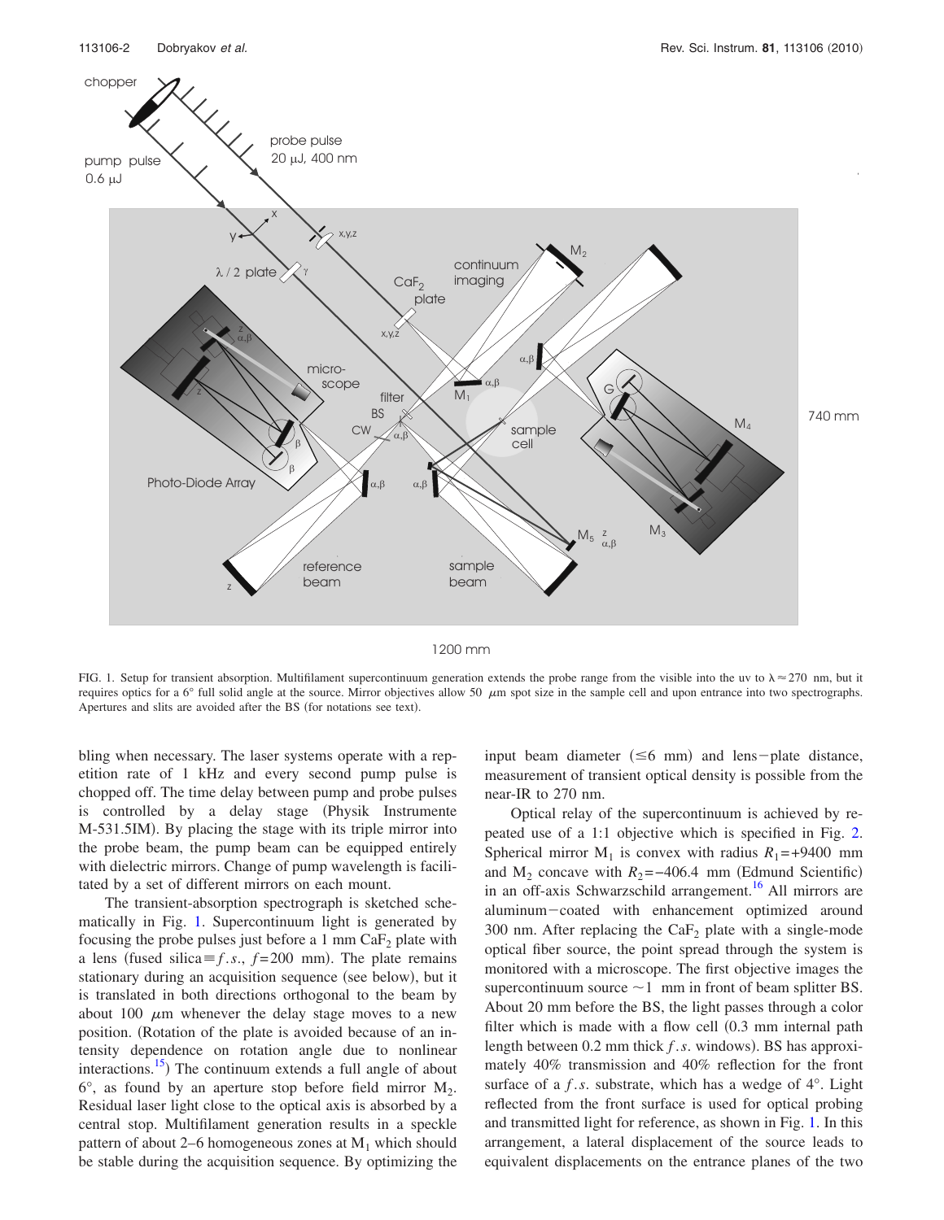FIG. 1. Setup for transient absorption. Multifilament supercontinuum generation extends the probe range from the visible into the uv to $\lambda \approx 270$ nm, but it requires optics for a 6° full solid angle at the source. Mirror objectives allow 50 $\mu$m spot size in the sample cell and upon entrance into two spectrographs. Apertures and slits are avoided after the BS (for notations see text).

bling when necessary. The laser systems operate with a repetition rate of 1 kHz and every second pump pulse is chopped off. The time delay between pump and probe pulses is controlled by a delay stage (Physik Instrumente M-531.5IM). By placing the stage with its triple mirror into the probe beam, the pump beam can be equipped entirely with dielectric mirrors. Change of pump wavelength is facilitated by a set of different mirrors on each mount.

The transient-absorption spectrograph is sketched schematically in Fig. 1. Supercontinuum light is generated by focusing the probe pulses just before a 1 mm $CaF_2$ plate with a lens (fused silica $\equiv f.s.$, $f=200$ mm). The plate remains stationary during an acquisition sequence (see below), but it is translated in both directions orthogonal to the beam by about 100 $\mu$m whenever the delay stage moves to a new position. (Rotation of the plate is avoided because of an intensity dependence on rotation angle due to nonlinear interactions.[15]) The continuum extends a full angle of about 6°, as found by an aperture stop before field mirror $M_2$. Residual laser light close to the optical axis is absorbed by a central stop. Multifilament generation results in a speckle pattern of about 2–6 homogeneous zones at $M_1$ which should be stable during the acquisition sequence. By optimizing the input beam diameter ($\leq 6$ mm) and lens–plate distance, measurement of transient optical density is possible from the near-IR to 270 nm.

Optical relay of the supercontinuum is achieved by repeated use of a 1:1 objective which is specified in Fig. 2. Spherical mirror $M_1$ is convex with radius $R_1=+9400$ mm and $M_2$ concave with $R_2=-406.4$ mm (Edmund Scientific) in an off-axis Schwarzschild arrangement.[16] All mirrors are aluminum–coated with enhancement optimized around 300 nm. After replacing the $CaF_2$ plate with a single-mode optical fiber source, the point spread through the system is monitored with a microscope. The first objective images the supercontinuum source ~1 mm in front of beam splitter BS. About 20 mm before the BS, the light passes through a color filter which is made with a flow cell (0.3 mm internal path length between 0.2 mm thick $f.s.$ windows). BS has approximately 40% transmission and 40% reflection for the front surface of a $f.s.$ substrate, which has a wedge of 4°. Light reflected from the front surface is used for optical probing and transmitted light for reference, as shown in Fig. 1. In this arrangement, a lateral displacement of the source leads to equivalent displacements on the entrance planes of the two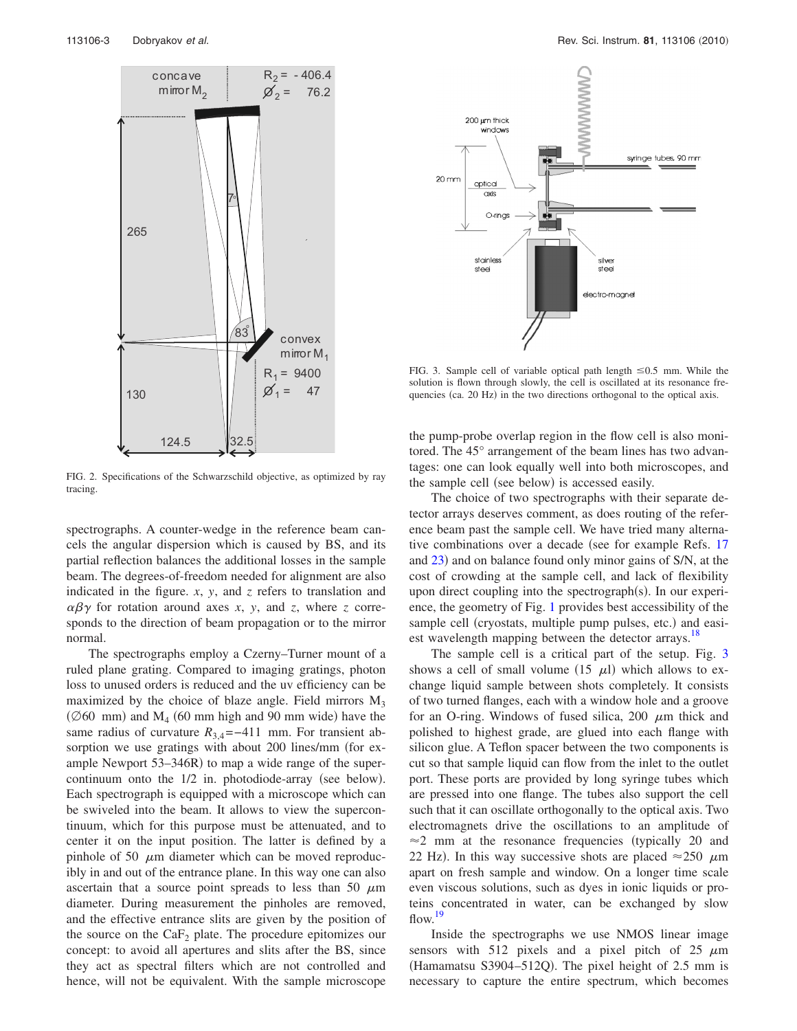FIG. 2. Specifications of the Schwarzschild objective, as optimized by ray tracing.

spectrographs. A counter-wedge in the reference beam cancels the angular dispersion which is caused by BS, and its partial reflection balances the additional losses in the sample beam. The degrees-of-freedom needed for alignment are also indicated in the figure. $x$, $y$, and $z$ refers to translation and $\alpha\beta\gamma$ for rotation around axes $x$, $y$, and $z$, where $z$ corresponds to the direction of beam propagation or to the mirror normal.

The spectrographs employ a Czerny–Turner mount of a ruled plane grating. Compared to imaging gratings, photon loss to unused orders is reduced and the uv efficiency can be maximized by the choice of blaze angle. Field mirrors $M_3$ ($\varnothing 60$ mm) and $M_4$ (60 mm high and 90 mm wide) have the same radius of curvature $R_{3,4}=-411$ mm. For transient absorption we use gratings with about 200 lines/mm (for example Newport 53–346R) to map a wide range of the supercontinuum onto the 1/2 in. photodiode-array (see below). Each spectrograph is equipped with a microscope which can be swiveled into the beam. It allows to view the supercontinuum, which for this purpose must be attenuated, and to center it on the input position. The latter is defined by a pinhole of 50 $\mu$m diameter which can be moved reproducibly in and out of the entrance plane. In this way one can also ascertain that a source point spreads to less than 50 $\mu$m diameter. During measurement the pinholes are removed, and the effective entrance slits are given by the position of the source on the $CaF_2$ plate. The procedure epitomizes our concept: to avoid all apertures and slits after the BS, since they act as spectral filters which are not controlled and hence, will not be equivalent. With the sample microscope the pump-probe overlap region in the flow cell is also monitored. The 45° arrangement of the beam lines has two advantages: one can look equally well into both microscopes, and the sample cell (see below) is accessed easily.

FIG. 3. Sample cell of variable optical path length $\leq 0.5$ mm. While the solution is flown through slowly, the cell is oscillated at its resonance frequencies (ca. 20 Hz) in the two directions orthogonal to the optical axis.

The choice of two spectrographs with their separate detector arrays deserves comment, as does routing of the reference beam past the sample cell. We have tried many alternative combinations over a decade (see for example Refs. 17 and 23) and on balance found only minor gains of S/N, at the cost of crowding at the sample cell, and lack of flexibility upon direct coupling into the spectrograph(s). In our experience, the geometry of Fig. 1 provides best accessibility of the sample cell (cryostats, multiple pump pulses, etc.) and easiest wavelength mapping between the detector arrays.[18]

The sample cell is a critical part of the setup. Fig. 3 shows a cell of small volume (15 $\mu$l) which allows to exchange liquid sample between shots completely. It consists of two turned flanges, each with a window hole and a groove for an O-ring. Windows of fused silica, 200 $\mu$m thick and polished to highest grade, are glued into each flange with silicon glue. A Teflon spacer between the two components is cut so that sample liquid can flow from the inlet to the outlet port. These ports are provided by long syringe tubes which are pressed into one flange. The tubes also support the cell such that it can oscillate orthogonally to the optical axis. Two electromagnets drive the oscillations to an amplitude of $\approx 2$ mm at the resonance frequencies (typically 20 and 22 Hz). In this way successive shots are placed $\approx 250$ $\mu$m apart on fresh sample and window. On a longer time scale even viscous solutions, such as dyes in ionic liquids or proteins concentrated in water, can be exchanged by slow flow.[19]

Inside the spectrographs we use NMOS linear image sensors with 512 pixels and a pixel pitch of 25 $\mu$m (Hamamatsu S3904–512Q). The pixel height of 2.5 mm is necessary to capture the entire spectrum, which becomes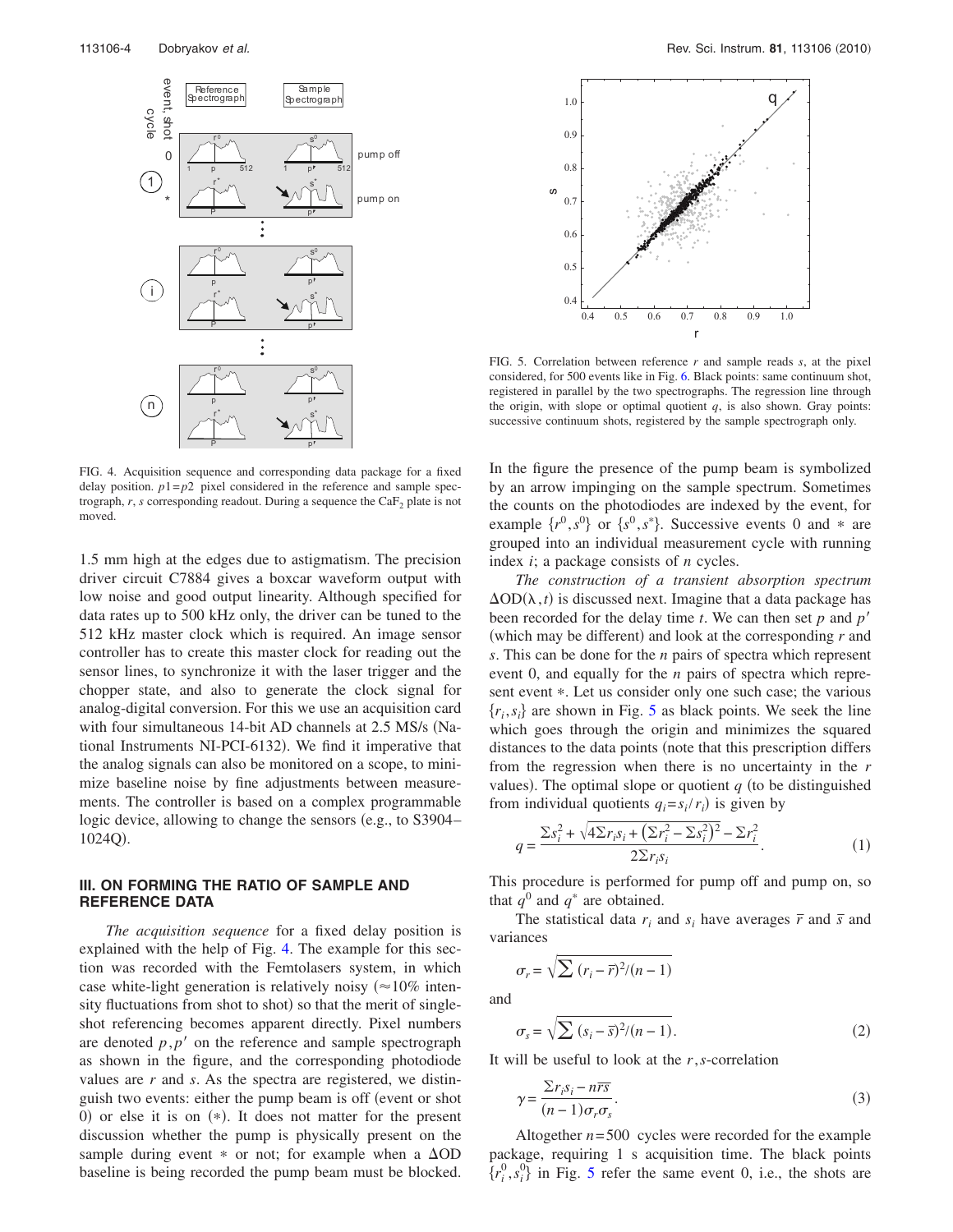FIG. 4. Acquisition sequence and corresponding data package for a fixed delay position. $p1=p2$ pixel considered in the reference and sample spectrograph, $r$, $s$ corresponding readout. During a sequence the $CaF_2$ plate is not moved.

FIG. 5. Correlation between reference $r$ and sample reads $s$, at the pixel considered, for 500 events like in Fig. 6. Black points: same continuum shot, registered in parallel by the two spectrographs. The regression line through the origin, with slope or optimal quotient $q$, is also shown. Gray points: successive continuum shots, registered by the sample spectrograph only.

1.5 mm high at the edges due to astigmatism. The precision driver circuit C7884 gives a boxcar waveform output with low noise and good output linearity. Although specified for data rates up to 500 kHz only, the driver can be tuned to the 512 kHz master clock which is required. An image sensor controller has to create this master clock for reading out the sensor lines, to synchronize it with the laser trigger and the chopper state, and also to generate the clock signal for analog-digital conversion. For this we use an acquisition card with four simultaneous 14-bit AD channels at 2.5 MS/s (National Instruments NI-PCI-6132). We find it imperative that the analog signals can also be monitored on a scope, to minimize baseline noise by fine adjustments between measurements. The controller is based on a complex programmable logic device, allowing to change the sensors (e.g., to S3904–1024Q).

## III. ON FORMING THE RATIO OF SAMPLE AND REFERENCE DATA

*The acquisition sequence* for a fixed delay position is explained with the help of Fig. 4. The example for this section was recorded with the Femtolasers system, in which case white-light generation is relatively noisy ($\approx$10% intensity fluctuations from shot to shot) so that the merit of single-shot referencing becomes apparent directly. Pixel numbers are denoted $p, p'$ on the reference and sample spectrograph as shown in the figure, and the corresponding photodiode values are $r$ and $s$. As the spectra are registered, we distinguish two events: either the pump beam is off (event or shot 0) or else it is on ($*$). It does not matter for the present discussion whether the pump is physically present on the sample during event $*$ or not; for example when a $\Delta$OD baseline is being recorded the pump beam must be blocked. In the figure the presence of the pump beam is symbolized by an arrow impinging on the sample spectrum. Sometimes the counts on the photodiodes are indexed by the event, for example $\{r^0, s^0\}$ or $\{s^0, s^*\}$. Successive events 0 and $*$ are grouped into an individual measurement cycle with running index $i$; a package consists of $n$ cycles.

*The construction of a transient absorption spectrum* $\Delta\mathrm{OD}(\lambda, t)$ is discussed next. Imagine that a data package has been recorded for the delay time $t$. We can then set $p$ and $p'$ (which may be different) and look at the corresponding $r$ and $s$. This can be done for the $n$ pairs of spectra which represent event 0, and equally for the $n$ pairs of spectra which represent event $*$. Let us consider only one such case; the various $\{r_i, s_i\}$ are shown in Fig. 5 as black points. We seek the line which goes through the origin and minimizes the squared distances to the data points (note that this prescription differs from the regression when there is no uncertainty in the $r$ values). The optimal slope or quotient $q$ (to be distinguished from individual quotients $q_i = s_i / r_i$) is given by

$$q = \frac{\Sigma s_i^2 + \sqrt{4\Sigma r_i s_i + (\Sigma r_i^2 - \Sigma s_i^2)^2} - \Sigma r_i^2}{2\Sigma r_i s_i}. \tag{1}$$

This procedure is performed for pump off and pump on, so that $q^0$ and $q^*$ are obtained.

The statistical data $r_i$ and $s_i$ have averages $\bar{r}$ and $\bar{s}$ and variances

$$\sigma_r = \sqrt{\sum (r_i - \bar{r})^2/(n-1)}$$

and

$$\sigma_s = \sqrt{\sum (s_i - \bar{s})^2/(n-1)}. \tag{2}$$

It will be useful to look at the $r,s$-correlation

$$\gamma = \frac{\Sigma r_i s_i - n\bar{r}\bar{s}}{(n-1)\sigma_r \sigma_s}. \tag{3}$$

Altogether $n=500$ cycles were recorded for the example package, requiring 1 s acquisition time. The black points $\{r_i^0, s_i^0\}$ in Fig. 5 refer the same event 0, i.e., the shots are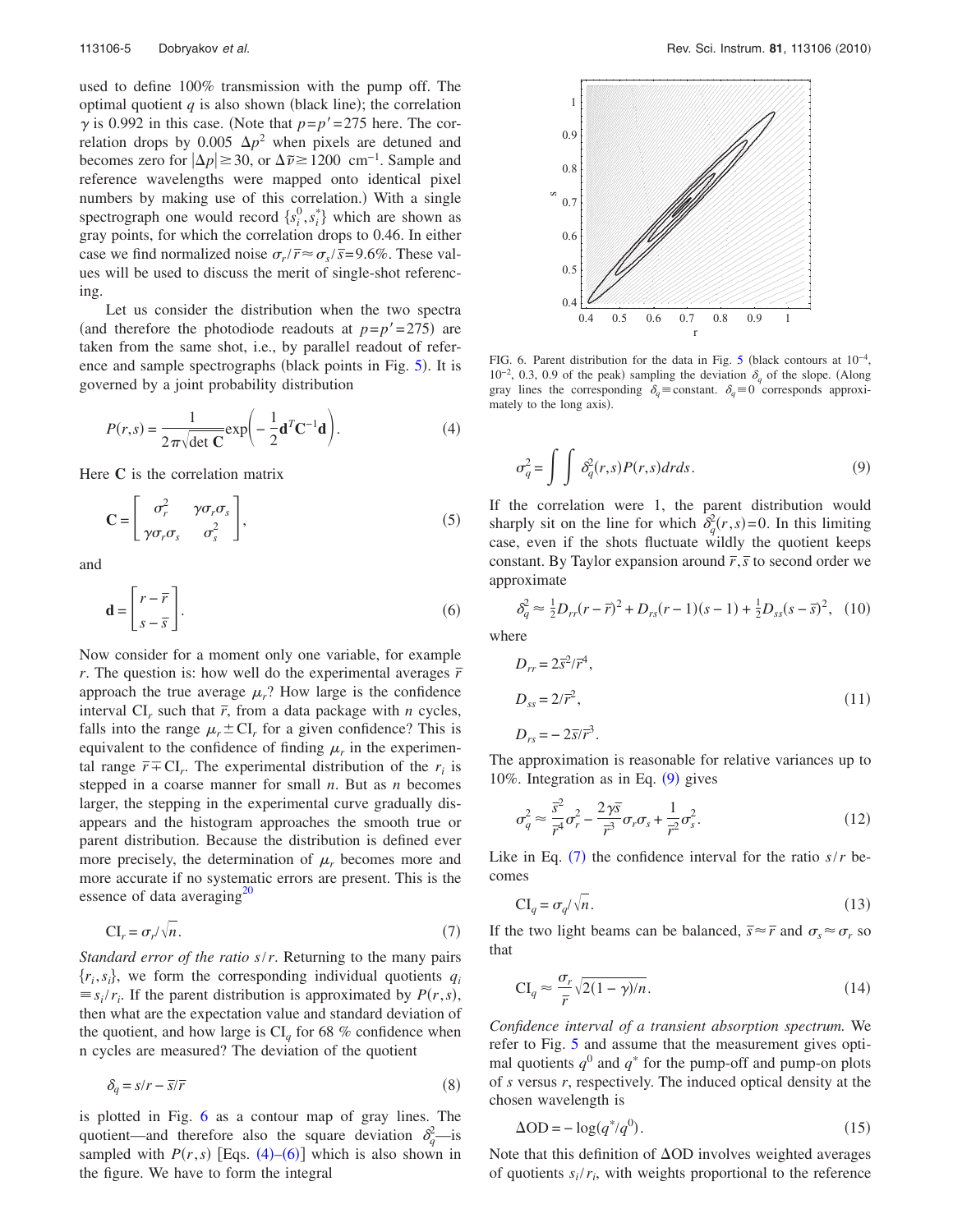used to define 100% transmission with the pump off. The optimal quotient $q$ is also shown (black line); the correlation $\gamma$ is 0.992 in this case. (Note that $p=p'=275$ here. The correlation drops by 0.005 $\Delta p^2$ when pixels are detuned and becomes zero for $|\Delta p| \geq 30$, or $\Delta\tilde{\nu} \gtrsim 1200$ cm$^{-1}$. Sample and reference wavelengths were mapped onto identical pixel numbers by making use of this correlation.) With a single spectrograph one would record $\{s_i^0, s_i^*\}$ which are shown as gray points, for which the correlation drops to 0.46. In either case we find normalized noise $\sigma_r/\bar{r} \approx \sigma_s/\bar{s} = 9.6\%$. These values will be used to discuss the merit of single-shot referencing.

Let us consider the distribution when the two spectra (and therefore the photodiode readouts at $p=p'=275$) are taken from the same shot, i.e., by parallel readout of reference and sample spectrographs (black points in Fig. 5). It is governed by a joint probability distribution

$$P(r,s) = \frac{1}{2\pi\sqrt{\det \mathbf{C}}} \exp\left(-\frac{1}{2}\mathbf{d}^T\mathbf{C}^{-1}\mathbf{d}\right). \quad (4)$$

Here $\mathbf{C}$ is the correlation matrix

$$\mathbf{C} = \begin{bmatrix} \sigma_r^2 & \gamma\sigma_r\sigma_s \\ \gamma\sigma_r\sigma_s & \sigma_s^2 \end{bmatrix}, \quad (5)$$

and

$$\mathbf{d} = \begin{bmatrix} r-\bar{r} \\ s-\bar{s} \end{bmatrix}. \quad (6)$$

Now consider for a moment only one variable, for example $r$. The question is: how well do the experimental averages $\bar{r}$ approach the true average $\mu_r$? How large is the confidence interval $\text{CI}_r$ such that $\bar{r}$, from a data package with $n$ cycles, falls into the range $\mu_r \pm \text{CI}_r$ for a given confidence? This is equivalent to the confidence of finding $\mu_r$ in the experimental range $\bar{r} \mp \text{CI}_r$. The experimental distribution of the $r_i$ is stepped in a coarse manner for small $n$. But as $n$ becomes larger, the stepping in the experimental curve gradually disappears and the histogram approaches the smooth true or parent distribution. Because the distribution is defined ever more precisely, the determination of $\mu_r$ becomes more and more accurate if no systematic errors are present. This is the essence of data averaging[20]

$$\text{CI}_r = \sigma_r/\sqrt{n}. \quad (7)$$

*Standard error of the ratio $s/r$.* Returning to the many pairs $\{r_i, s_i\}$, we form the corresponding individual quotients $q_i \equiv s_i/r_i$. If the parent distribution is approximated by $P(r,s)$, then what are the expectation value and standard deviation of the quotient, and how large is $\text{CI}_q$ for 68 % confidence when n cycles are measured? The deviation of the quotient

$$\delta_q = s/r - \bar{s}/\bar{r} \quad (8)$$

is plotted in Fig. 6 as a contour map of gray lines. The quotient—and therefore also the square deviation $\delta_q^2$—is sampled with $P(r,s)$ [Eqs. (4)–(6)] which is also shown in the figure. We have to form the integral

FIG. 6. Parent distribution for the data in Fig. 5 (black contours at $10^{-4}$, $10^{-2}$, 0.3, 0.9 of the peak) sampling the deviation $\delta_q$ of the slope. (Along gray lines the corresponding $\delta_q \equiv$ constant. $\delta_q \equiv 0$ corresponds approximately to the long axis).

$$\sigma_q^2 = \int\int \delta_q^2(r,s)P(r,s)drds. \quad (9)$$

If the correlation were 1, the parent distribution would sharply sit on the line for which $\delta_q^2(r,s)=0$. In this limiting case, even if the shots fluctuate wildly the quotient keeps constant. By Taylor expansion around $\bar{r}, \bar{s}$ to second order we approximate

$$\delta_q^2 \approx \tfrac{1}{2}D_{rr}(r-\bar{r})^2 + D_{rs}(r-1)(s-1) + \tfrac{1}{2}D_{ss}(s-\bar{s})^2, \quad (10)$$

where

$$D_{rr} = 2\bar{s}^2/\bar{r}^4,$$
$$D_{ss} = 2/\bar{r}^2, \quad (11)$$
$$D_{rs} = -2\bar{s}/\bar{r}^3.$$

The approximation is reasonable for relative variances up to 10%. Integration as in Eq. (9) gives

$$\sigma_q^2 \approx \frac{\bar{s}^2}{\bar{r}^4}\sigma_r^2 - \frac{2\gamma\bar{s}}{\bar{r}^3}\sigma_r\sigma_s + \frac{1}{\bar{r}^2}\sigma_s^2. \quad (12)$$

Like in Eq. (7) the confidence interval for the ratio $s/r$ becomes

$$\text{CI}_q = \sigma_q/\sqrt{n}. \quad (13)$$

If the two light beams can be balanced, $\bar{s} \approx \bar{r}$ and $\sigma_s \approx \sigma_r$ so that

$$\text{CI}_q \approx \frac{\sigma_r}{\bar{r}}\sqrt{2(1-\gamma)/n}. \quad (14)$$

*Confidence interval of a transient absorption spectrum.* We refer to Fig. 5 and assume that the measurement gives optimal quotients $q^0$ and $q^*$ for the pump-off and pump-on plots of $s$ versus $r$, respectively. The induced optical density at the chosen wavelength is

$$\Delta\text{OD} = -\log(q^*/q^0). \quad (15)$$

Note that this definition of $\Delta$OD involves weighted averages of quotients $s_i/r_i$, with weights proportional to the reference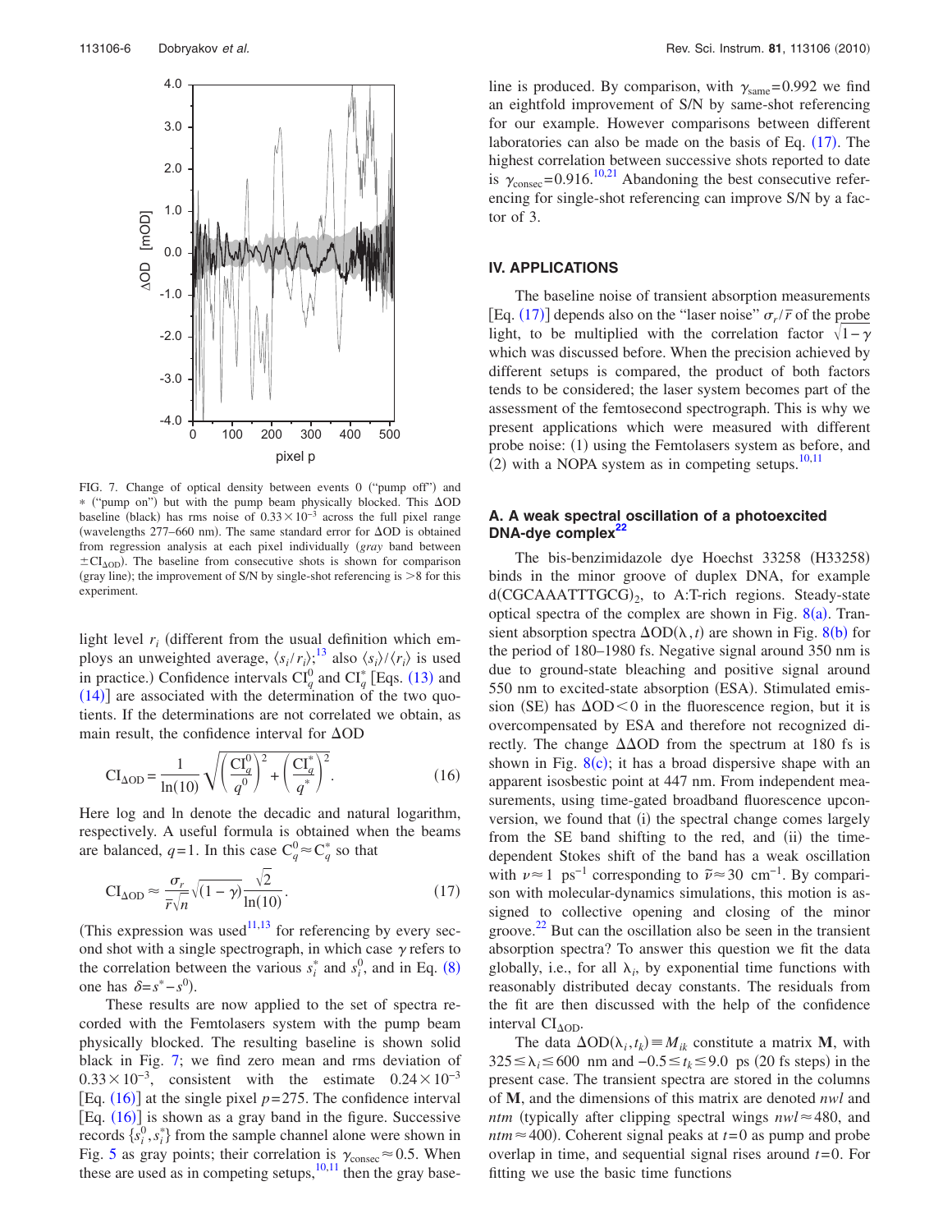FIG. 7. Change of optical density between events 0 ("pump off") and * ("pump on") but with the pump beam physically blocked. This ΔOD baseline (black) has rms noise of $0.33\times10^{-3}$ across the full pixel range (wavelengths 277–660 nm). The same standard error for ΔOD is obtained from regression analysis at each pixel individually (*gray* band between $\pm\mathrm{CI}_{\Delta\mathrm{OD}}$). The baseline from consecutive shots is shown for comparison (gray line); the improvement of S/N by single-shot referencing is >8 for this experiment.

light level $r_i$ (different from the usual definition which employs an unweighted average, $\langle s_i/r_i\rangle$;[13] also $\langle s_i\rangle/\langle r_i\rangle$ is used in practice.) Confidence intervals $\mathrm{CI}_q^0$ and $\mathrm{CI}_q^*$ [Eqs. (13) and (14)] are associated with the determination of the two quotients. If the determinations are not correlated we obtain, as main result, the confidence interval for ΔOD

$$\mathrm{CI}_{\Delta\mathrm{OD}} = \frac{1}{\ln(10)}\sqrt{\left(\frac{\mathrm{CI}_q^0}{q^0}\right)^2 + \left(\frac{\mathrm{CI}_q^*}{q^*}\right)^2}. \tag{16}$$

Here log and ln denote the decadic and natural logarithm, respectively. A useful formula is obtained when the beams are balanced, $q=1$. In this case $\mathrm{C}_q^0 \approx \mathrm{C}_q^*$ so that

$$\mathrm{CI}_{\Delta\mathrm{OD}} \approx \frac{\sigma_r}{\bar{r}\sqrt{n}}\sqrt{(1-\gamma)}\frac{\sqrt{2}}{\ln(10)}. \tag{17}$$

(This expression was used[11,13] for referencing by every second shot with a single spectrograph, in which case $\gamma$ refers to the correlation between the various $s_i^*$ and $s_i^0$, and in Eq. (8) one has $\delta = s^* - s^0$.)

These results are now applied to the set of spectra recorded with the Femtolasers system with the pump beam physically blocked. The resulting baseline is shown solid black in Fig. 7; we find zero mean and rms deviation of $0.33\times10^{-3}$, consistent with the estimate $0.24\times10^{-3}$ [Eq. (16)] at the single pixel $p=275$. The confidence interval [Eq. (16)] is shown as a gray band in the figure. Successive records $\{s_i^0, s_i^*\}$ from the sample channel alone were shown in Fig. 5 as gray points; their correlation is $\gamma_{\mathrm{consec}} \approx 0.5$. When these are used as in competing setups,[10,11] then the gray baseline is produced. By comparison, with $\gamma_{\mathrm{same}} = 0.992$ we find an eightfold improvement of S/N by same-shot referencing for our example. However comparisons between different laboratories can also be made on the basis of Eq. (17). The highest correlation between successive shots reported to date is $\gamma_{\mathrm{consec}} = 0.916$.[10,21] Abandoning the best consecutive referencing for single-shot referencing can improve S/N by a factor of 3.

## IV. APPLICATIONS

The baseline noise of transient absorption measurements [Eq. (17)] depends also on the "laser noise" $\sigma_r/\bar{r}$ of the probe light, to be multiplied with the correlation factor $\sqrt{1-\gamma}$ which was discussed before. When the precision achieved by different setups is compared, the product of both factors tends to be considered; the laser system becomes part of the assessment of the femtosecond spectrograph. This is why we present applications which were measured with different probe noise: (1) using the Femtolasers system as before, and (2) with a NOPA system as in competing setups.[10,11]

### A. A weak spectral oscillation of a photoexcited DNA-dye complex[22]

The bis-benzimidazole dye Hoechst 33258 (H33258) binds in the minor groove of duplex DNA, for example $\mathrm{d(CGCAAATTTGCG)_2}$, to A:T-rich regions. Steady-state optical spectra of the complex are shown in Fig. 8(a). Transient absorption spectra $\Delta\mathrm{OD}(\lambda,t)$ are shown in Fig. 8(b) for the period of 180–1980 fs. Negative signal around 350 nm is due to ground-state bleaching and positive signal around 550 nm to excited-state absorption (ESA). Stimulated emission (SE) has $\Delta\mathrm{OD}<0$ in the fluorescence region, but it is overcompensated by ESA and therefore not recognized directly. The change $\Delta\Delta\mathrm{OD}$ from the spectrum at 180 fs is shown in Fig. 8(c); it has a broad dispersive shape with an apparent isosbestic point at 447 nm. From independent measurements, using time-gated broadband fluorescence upconversion, we found that (i) the spectral change comes largely from the SE band shifting to the red, and (ii) the time-dependent Stokes shift of the band has a weak oscillation with $\nu \approx 1\ \mathrm{ps}^{-1}$ corresponding to $\tilde{\nu} \approx 30\ \mathrm{cm}^{-1}$. By comparison with molecular-dynamics simulations, this motion is assigned to collective opening and closing of the minor groove.[22] But can the oscillation also be seen in the transient absorption spectra? To answer this question we fit the data globally, i.e., for all $\lambda_i$, by exponential time functions with reasonably distributed decay constants. The residuals from the fit are then discussed with the help of the confidence interval $\mathrm{CI}_{\Delta\mathrm{OD}}$.

The data $\Delta\mathrm{OD}(\lambda_i, t_k) \equiv M_{ik}$ constitute a matrix $\mathbf{M}$, with $325 \leq \lambda_i \leq 600$ nm and $-0.5 \leq t_k \leq 9.0$ ps (20 fs steps) in the present case. The transient spectra are stored in the columns of $\mathbf{M}$, and the dimensions of this matrix are denoted *nwl* and *ntm* (typically after clipping spectral wings $nwl \approx 480$, and $ntm \approx 400$). Coherent signal peaks at $t=0$ as pump and probe overlap in time, and sequential signal rises around $t=0$. For fitting we use the basic time functions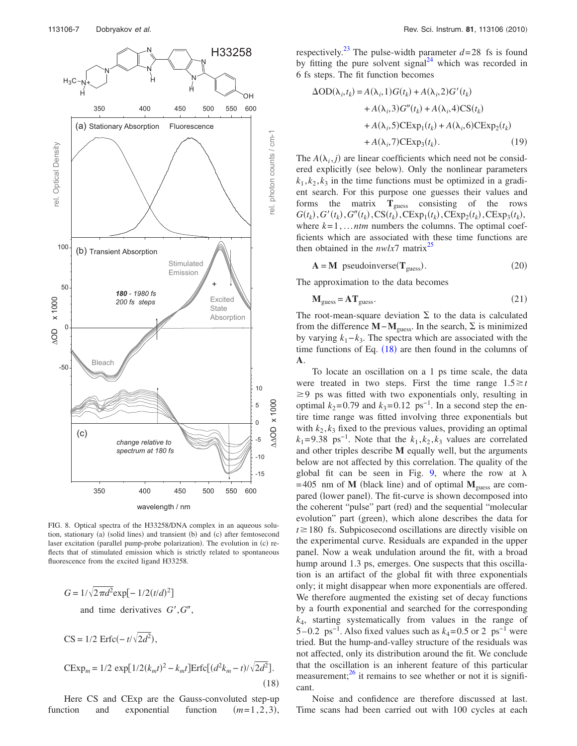FIG. 8. Optical spectra of the H33258/DNA complex in an aqueous solution, stationary (a) (solid lines) and transient (b) and (c) after femtosecond laser excitation (parallel pump-probe polarization). The evolution in (c) reflects that of stimulated emission which is strictly related to spontaneous fluorescence from the excited ligand H33258.

$$G = 1/\sqrt{2\pi d^2}\exp[-1/2(t/d)^2]$$

and time derivatives $G', G''$,

$$\mathrm{CS} = 1/2\ \mathrm{Erfc}(-t/\sqrt{2d^2}),$$

$$\mathrm{CExp}_m = 1/2\ \exp[1/2(k_m t)^2 - k_m t]\mathrm{Erfc}[(d^2 k_m - t)/\sqrt{2d^2}]. \tag{18}$$

Here CS and CExp are the Gauss-convoluted step-up function and exponential function ($m=1,2,3$), respectively.[23] The pulse-width parameter $d=28$ fs is found by fitting the pure solvent signal[24] which was recorded in 6 fs steps. The fit function becomes

$$\begin{aligned}\Delta\mathrm{OD}(\lambda_i,t_k) = {} & A(\lambda_i,1)G(t_k) + A(\lambda_i,2)G'(t_k) \\ & + A(\lambda_i,3)G''(t_k) + A(\lambda_i,4)\mathrm{CS}(t_k) \\ & + A(\lambda_i,5)\mathrm{CExp}_1(t_k) + A(\lambda_i,6)\mathrm{CExp}_2(t_k) \\ & + A(\lambda_i,7)\mathrm{CExp}_3(t_k).\end{aligned} \tag{19}$$

The $A(\lambda_i,j)$ are linear coefficients which need not be considered explicitly (see below). Only the nonlinear parameters $k_1, k_2, k_3$ in the time functions must be optimized in a gradient search. For this purpose one guesses their values and forms the matrix $\mathbf{T}_{\mathrm{guess}}$ consisting of the rows $G(t_k), G'(t_k), G''(t_k), \mathrm{CS}(t_k), \mathrm{CExp}_1(t_k), \mathrm{CExp}_2(t_k), \mathrm{CExp}_3(t_k)$, where $k=1,\ldots ntm$ numbers the columns. The optimal coefficients which are associated with these time functions are then obtained in the $nwlx7$ matrix[25]

$$\mathbf{A} = \mathbf{M}\ \ \mathrm{pseudoinverse}(\mathbf{T}_{\mathrm{guess}}). \tag{20}$$

The approximation to the data becomes

$$\mathbf{M}_{\mathrm{guess}} = \mathbf{A}\mathbf{T}_{\mathrm{guess}}. \tag{21}$$

The root-mean-square deviation $\Sigma$ to the data is calculated from the difference $\mathbf{M}-\mathbf{M}_{\mathrm{guess}}$. In the search, $\Sigma$ is minimized by varying $k_1-k_3$. The spectra which are associated with the time functions of Eq. (18) are then found in the columns of $\mathbf{A}$.

To locate an oscillation on a 1 ps time scale, the data were treated in two steps. First the time range $1.5 \geq t \geq 9$ ps was fitted with two exponentials only, resulting in optimal $k_2=0.79$ and $k_3=0.12$ ps$^{-1}$. In a second step the entire time range was fitted involving three exponentials but with $k_2, k_3$ fixed to the previous values, providing an optimal $k_1=9.38$ ps$^{-1}$. Note that the $k_1, k_2, k_3$ values are correlated and other triples describe $\mathbf{M}$ equally well, but the arguments below are not affected by this correlation. The quality of the global fit can be seen in Fig. 9, where the row at $\lambda=405$ nm of $\mathbf{M}$ (black line) and of optimal $\mathbf{M}_{\mathrm{guess}}$ are compared (lower panel). The fit-curve is shown decomposed into the coherent "pulse" part (red) and the sequential "molecular evolution" part (green), which alone describes the data for $t \geq 180$ fs. Subpicosecond oscillations are directly visible on the experimental curve. Residuals are expanded in the upper panel. Now a weak undulation around the fit, with a broad hump around 1.3 ps, emerges. One suspects that this oscillation is an artifact of the global fit with three exponentials only; it might disappear when more exponentials are offered. We therefore augmented the existing set of decay functions by a fourth exponential and searched for the corresponding $k_4$, starting systematically from values in the range of 5–0.2 ps$^{-1}$. Also fixed values such as $k_4=0.5$ or 2 ps$^{-1}$ were tried. But the hump-and-valley structure of the residuals was not affected, only its distribution around the fit. We conclude that the oscillation is an inherent feature of this particular measurement;[26] it remains to see whether or not it is significant.

Noise and confidence are therefore discussed at last. Time scans had been carried out with 100 cycles at each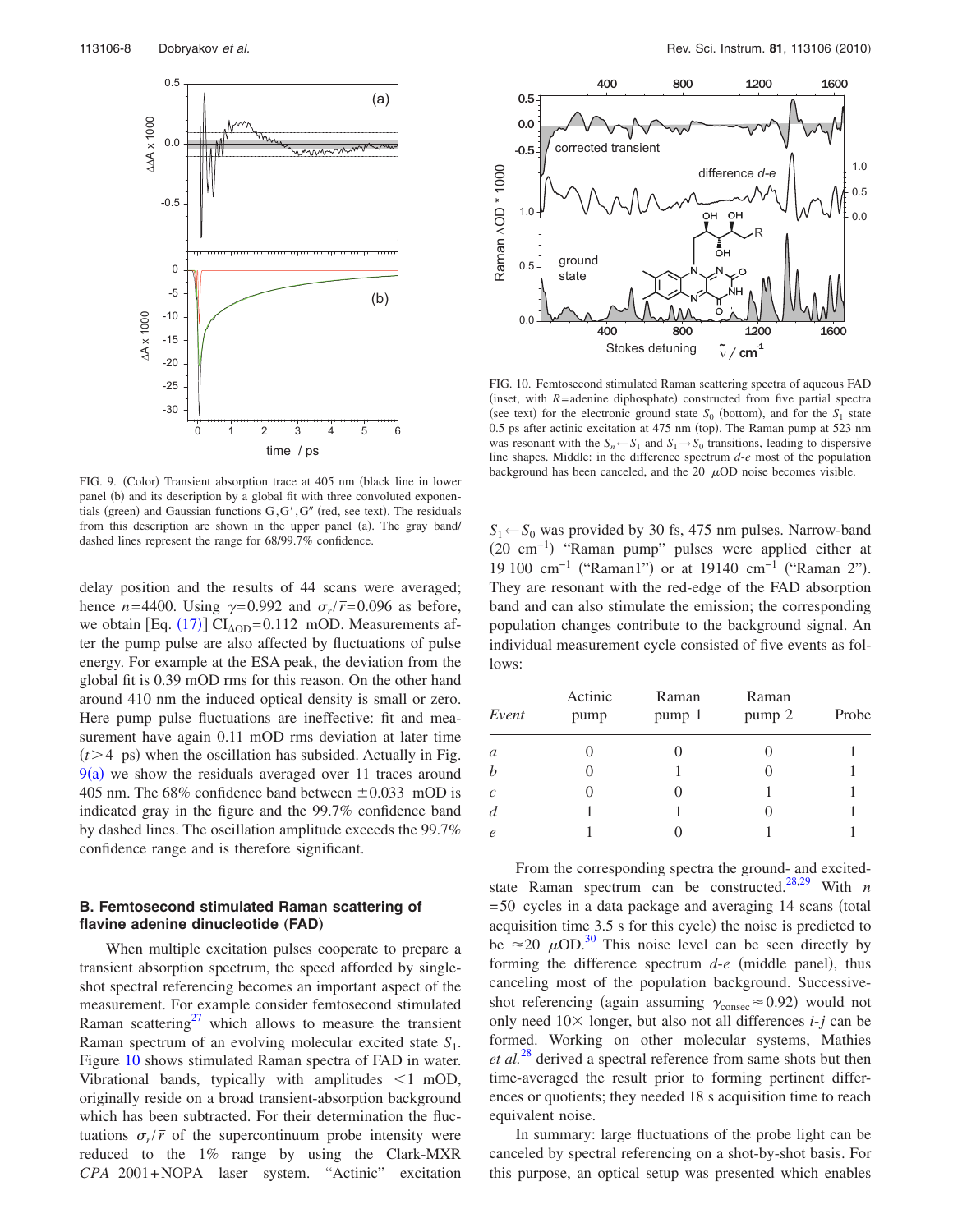FIG. 9. (Color) Transient absorption trace at 405 nm (black line in lower panel (b) and its description by a global fit with three convoluted exponentials (green) and Gaussian functions G, G′, G″ (red, see text). The residuals from this description are shown in the upper panel (a). The gray band/dashed lines represent the range for 68/99.7% confidence.

FIG. 10. Femtosecond stimulated Raman scattering spectra of aqueous FAD (inset, with $R$=adenine diphosphate) constructed from five partial spectra (see text) for the electronic ground state $S_0$ (bottom), and for the $S_1$ state 0.5 ps after actinic excitation at 475 nm (top). The Raman pump at 523 nm was resonant with the $S_n \leftarrow S_1$ and $S_1 \rightarrow S_0$ transitions, leading to dispersive line shapes. Middle: in the difference spectrum $d$-$e$ most of the population background has been canceled, and the 20 $\mu$OD noise becomes visible.

delay position and the results of 44 scans were averaged; hence $n$=4400. Using $\gamma$=0.992 and $\sigma_r/\bar{r}$=0.096 as before, we obtain [Eq. (17)] $\mathrm{CI}_{\Delta\mathrm{OD}}$=0.112 mOD. Measurements after the pump pulse are also affected by fluctuations of pulse energy. For example at the ESA peak, the deviation from the global fit is 0.39 mOD rms for this reason. On the other hand around 410 nm the induced optical density is small or zero. Here pump pulse fluctuations are ineffective: fit and measurement have again 0.11 mOD rms deviation at later time ($t$>4 ps) when the oscillation has subsided. Actually in Fig. 9(a) we show the residuals averaged over 11 traces around 405 nm. The 68% confidence band between ±0.033 mOD is indicated gray in the figure and the 99.7% confidence band by dashed lines. The oscillation amplitude exceeds the 99.7% confidence range and is therefore significant.

### B. Femtosecond stimulated Raman scattering of flavine adenine dinucleotide (FAD)

When multiple excitation pulses cooperate to prepare a transient absorption spectrum, the speed afforded by single-shot spectral referencing becomes an important aspect of the measurement. For example consider femtosecond stimulated Raman scattering[27] which allows to measure the transient Raman spectrum of an evolving molecular excited state $S_1$. Figure 10 shows stimulated Raman spectra of FAD in water. Vibrational bands, typically with amplitudes <1 mOD, originally reside on a broad transient-absorption background which has been subtracted. For their determination the fluctuations $\sigma_r/\bar{r}$ of the supercontinuum probe intensity were reduced to the 1% range by using the Clark-MXR *CPA* 2001+NOPA laser system. "Actinic" excitation $S_1 \leftarrow S_0$ was provided by 30 fs, 475 nm pulses. Narrow-band (20 cm$^{-1}$) "Raman pump" pulses were applied either at 19 100 cm$^{-1}$ ("Raman1") or at 19140 cm$^{-1}$ ("Raman 2"). They are resonant with the red-edge of the FAD absorption band and can also stimulate the emission; the corresponding population changes contribute to the background signal. An individual measurement cycle consisted of five events as follows:

| *Event* | Actinic pump | Raman pump 1 | Raman pump 2 | Probe |
|---|---|---|---|---|
| *a* | 0 | 0 | 0 | 1 |
| *b* | 0 | 1 | 0 | 1 |
| *c* | 0 | 0 | 1 | 1 |
| *d* | 1 | 1 | 0 | 1 |
| *e* | 1 | 0 | 1 | 1 |

From the corresponding spectra the ground- and excited-state Raman spectrum can be constructed.[28,29] With $n$=50 cycles in a data package and averaging 14 scans (total acquisition time 3.5 s for this cycle) the noise is predicted to be ≈20 $\mu$OD.[30] This noise level can be seen directly by forming the difference spectrum $d$-$e$ (middle panel), thus canceling most of the population background. Successive-shot referencing (again assuming $\gamma_{\mathrm{consec}}\approx 0.92$) would not only need 10× longer, but also not all differences $i$-$j$ can be formed. Working on other molecular systems, Mathies *et al.*[28] derived a spectral reference from same shots but then time-averaged the result prior to forming pertinent differences or quotients; they needed 18 s acquisition time to reach equivalent noise.

In summary: large fluctuations of the probe light can be canceled by spectral referencing on a shot-by-shot basis. For this purpose, an optical setup was presented which enables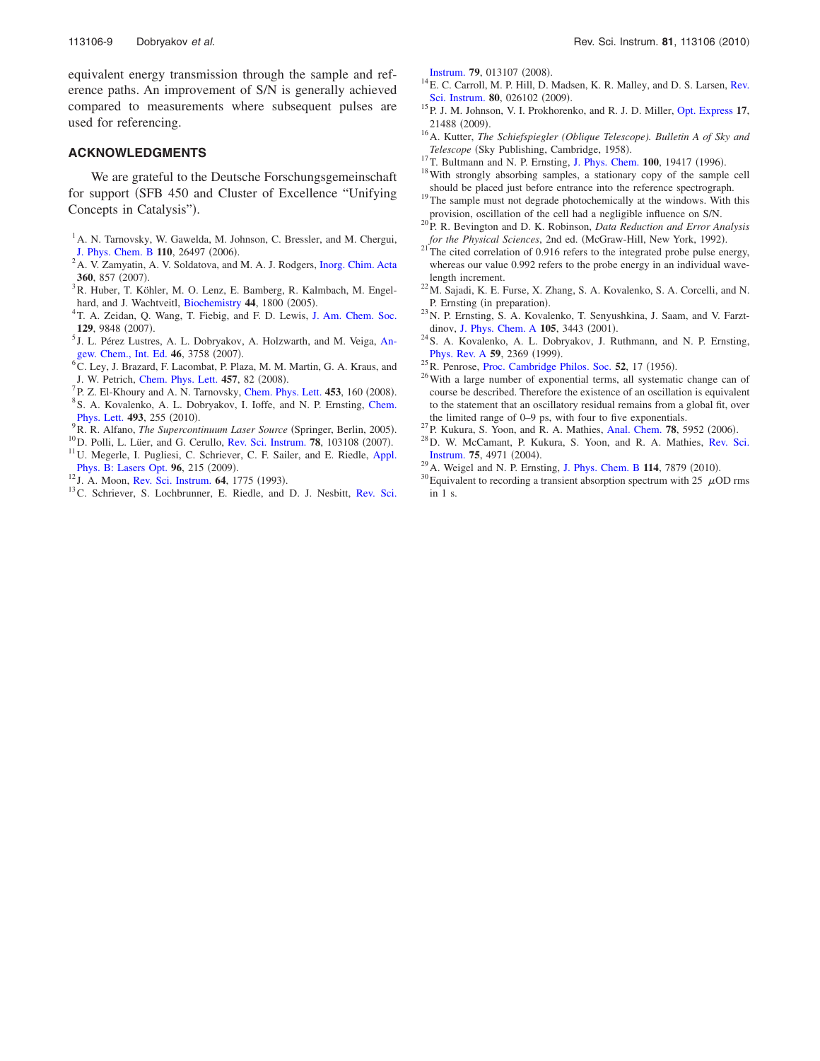equivalent energy transmission through the sample and reference paths. An improvement of S/N is generally achieved compared to measurements where subsequent pulses are used for referencing.

## ACKNOWLEDGMENTS

We are grateful to the Deutsche Forschungsgemeinschaft for support (SFB 450 and Cluster of Excellence "Unifying Concepts in Catalysis").

[1] A. N. Tarnovsky, W. Gawelda, M. Johnson, C. Bressler, and M. Chergui, J. Phys. Chem. B **110**, 26497 (2006).

[2] A. V. Zamyatin, A. V. Soldatova, and M. A. J. Rodgers, Inorg. Chim. Acta **360**, 857 (2007).

[3] R. Huber, T. Köhler, M. O. Lenz, E. Bamberg, R. Kalmbach, M. Engelhard, and J. Wachtveitl, Biochemistry **44**, 1800 (2005).

[4] T. A. Zeidan, Q. Wang, T. Fiebig, and F. D. Lewis, J. Am. Chem. Soc. **129**, 9848 (2007).

[5] J. L. Pérez Lustres, A. L. Dobryakov, A. Holzwarth, and M. Veiga, Angew. Chem., Int. Ed. **46**, 3758 (2007).

[6] C. Ley, J. Brazard, F. Lacombat, P. Plaza, M. M. Martin, G. A. Kraus, and J. W. Petrich, Chem. Phys. Lett. **457**, 82 (2008).

[7] P. Z. El-Khoury and A. N. Tarnovsky, Chem. Phys. Lett. **453**, 160 (2008).

[8] S. A. Kovalenko, A. L. Dobryakov, I. Ioffe, and N. P. Ernsting, Chem. Phys. Lett. **493**, 255 (2010).

[9] R. R. Alfano, *The Supercontinuum Laser Source* (Springer, Berlin, 2005).

[10] D. Polli, L. Lüer, and G. Cerullo, Rev. Sci. Instrum. **78**, 103108 (2007).

[11] U. Megerle, I. Pugliesi, C. Schriever, C. F. Sailer, and E. Riedle, Appl. Phys. B: Lasers Opt. **96**, 215 (2009).

[12] J. A. Moon, Rev. Sci. Instrum. **64**, 1775 (1993).

[13] C. Schriever, S. Lochbrunner, E. Riedle, and D. J. Nesbitt, Rev. Sci. Instrum. **79**, 013107 (2008).

[14] E. C. Carroll, M. P. Hill, D. Madsen, K. R. Malley, and D. S. Larsen, Rev. Sci. Instrum. **80**, 026102 (2009).

[15] P. J. M. Johnson, V. I. Prokhorenko, and R. J. D. Miller, Opt. Express **17**, 21488 (2009).

[16] A. Kutter, *The Schiefspiegler (Oblique Telescope). Bulletin A of Sky and Telescope* (Sky Publishing, Cambridge, 1958).

[17] T. Bultmann and N. P. Ernsting, J. Phys. Chem. **100**, 19417 (1996).

[18] With strongly absorbing samples, a stationary copy of the sample cell should be placed just before entrance into the reference spectrograph.

[19] The sample must not degrade photochemically at the windows. With this provision, oscillation of the cell had a negligible influence on S/N.

[20] P. R. Bevington and D. K. Robinson, *Data Reduction and Error Analysis for the Physical Sciences*, 2nd ed. (McGraw-Hill, New York, 1992).

[21] The cited correlation of 0.916 refers to the integrated probe pulse energy, whereas our value 0.992 refers to the probe energy in an individual wavelength increment.

[22] M. Sajadi, K. E. Furse, X. Zhang, S. A. Kovalenko, S. A. Corcelli, and N. P. Ernsting (in preparation).

[23] N. P. Ernsting, S. A. Kovalenko, T. Senyushkina, J. Saam, and V. Farztdinov, J. Phys. Chem. A **105**, 3443 (2001).

[24] S. A. Kovalenko, A. L. Dobryakov, J. Ruthmann, and N. P. Ernsting, Phys. Rev. A **59**, 2369 (1999).

[25] R. Penrose, Proc. Cambridge Philos. Soc. **52**, 17 (1956).

[26] With a large number of exponential terms, all systematic change can of course be described. Therefore the existence of an oscillation is equivalent to the statement that an oscillatory residual remains from a global fit, over the limited range of 0–9 ps, with four to five exponentials.

[27] P. Kukura, S. Yoon, and R. A. Mathies, Anal. Chem. **78**, 5952 (2006).

[28] D. W. McCamant, P. Kukura, S. Yoon, and R. A. Mathies, Rev. Sci. Instrum. **75**, 4971 (2004).

[29] A. Weigel and N. P. Ernsting, J. Phys. Chem. B **114**, 7879 (2010).

[30] Equivalent to recording a transient absorption spectrum with 25 $\mu$OD rms in 1 s.